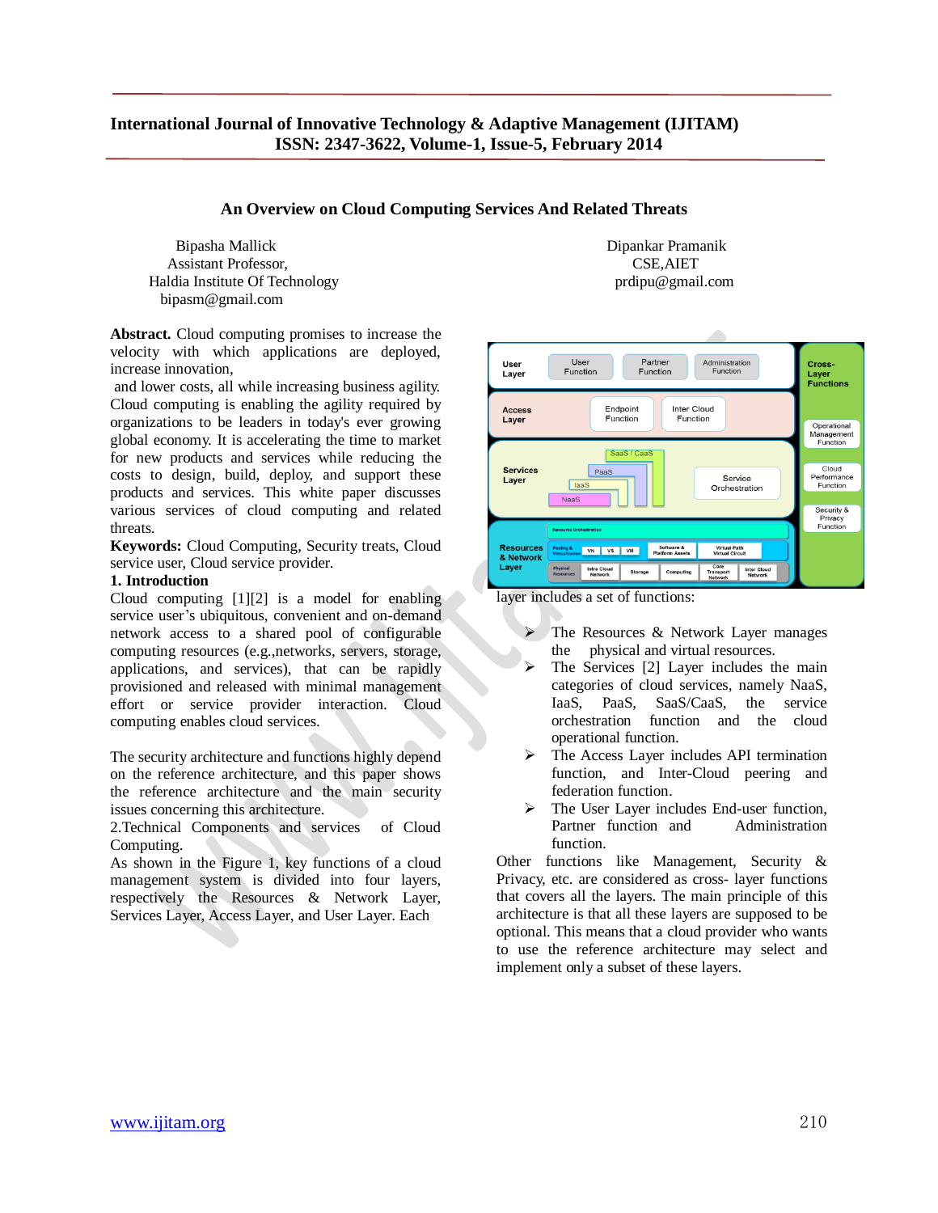# An Overview on Cloud Computing Services And Related Threats

Bipasha Mallick
Assistant Professor,
Haldia Institute Of Technology
bipasm@gmail.com

Dipankar Pramanik
CSE,AIET
prdipu@gmail.com

**Abstract.** Cloud computing promises to increase the velocity with which applications are deployed, increase innovation,

and lower costs, all while increasing business agility. Cloud computing is enabling the agility required by organizations to be leaders in today's ever growing global economy. It is accelerating the time to market for new products and services while reducing the costs to design, build, deploy, and support these products and services. This white paper discusses various services of cloud computing and related threats.

**Keywords:** Cloud Computing, Security treats, Cloud service user, Cloud service provider.

## 1. Introduction

Cloud computing [1][2] is a model for enabling service user's ubiquitous, convenient and on-demand network access to a shared pool of configurable computing resources (e.g.,networks, servers, storage, applications, and services), that can be rapidly provisioned and released with minimal management effort or service provider interaction. Cloud computing enables cloud services.

The security architecture and functions highly depend on the reference architecture, and this paper shows the reference architecture and the main security issues concerning this architecture.

## 2.Technical Components and services of Cloud Computing.

As shown in the Figure 1, key functions of a cloud management system is divided into four layers, respectively the Resources & Network Layer, Services Layer, Access Layer, and User Layer. Each layer includes a set of functions:

- The Resources & Network Layer manages the physical and virtual resources.
- The Services [2] Layer includes the main categories of cloud services, namely NaaS, IaaS, PaaS, SaaS/CaaS, the service orchestration function and the cloud operational function.
- The Access Layer includes API termination function, and Inter-Cloud peering and federation function.
- The User Layer includes End-user function, Partner function and Administration function.

Other functions like Management, Security & Privacy, etc. are considered as cross- layer functions that covers all the layers. The main principle of this architecture is that all these layers are supposed to be optional. This means that a cloud provider who wants to use the reference architecture may select and implement only a subset of these layers.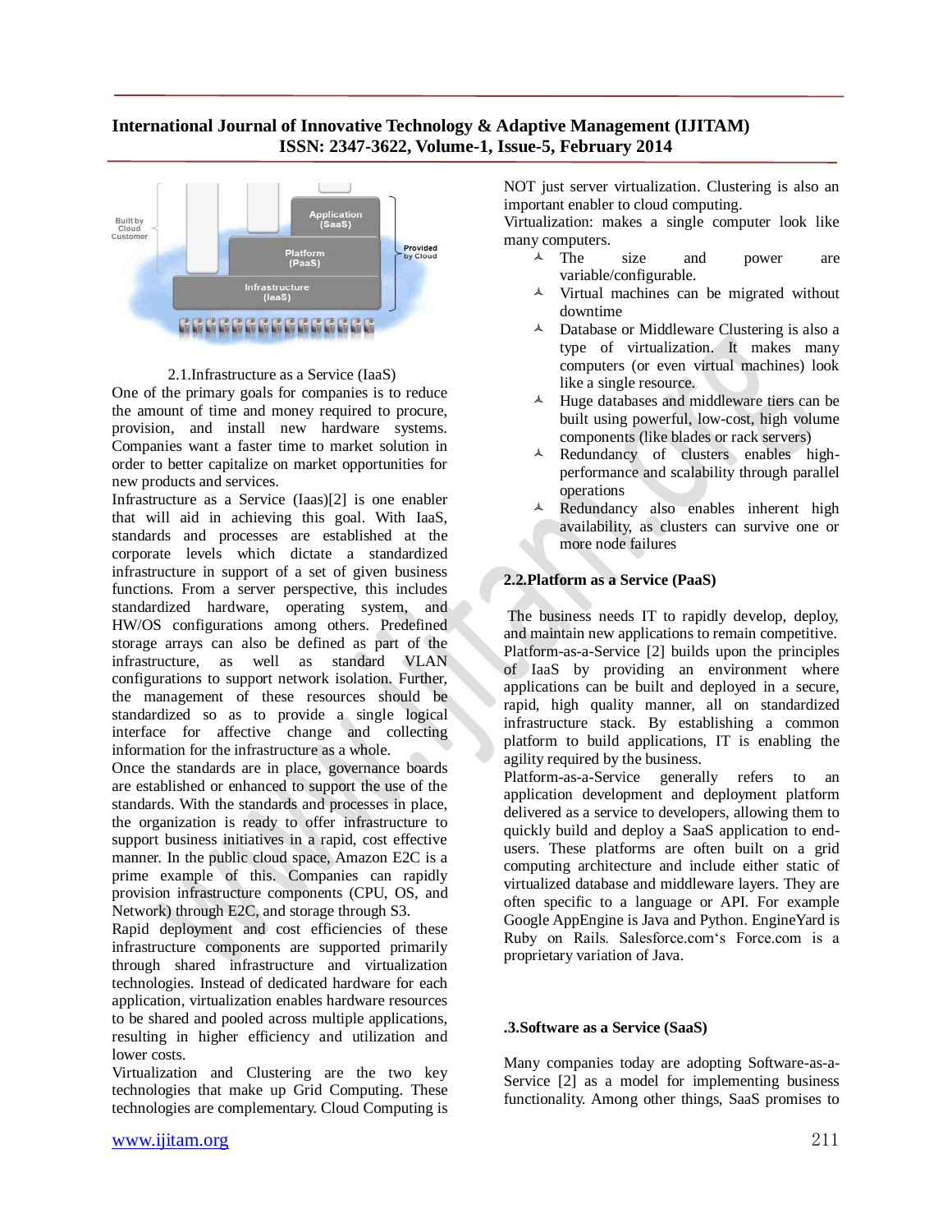2.1.Infrastructure as a Service (IaaS)

One of the primary goals for companies is to reduce the amount of time and money required to procure, provision, and install new hardware systems. Companies want a faster time to market solution in order to better capitalize on market opportunities for new products and services.

Infrastructure as a Service (Iaas)[2] is one enabler that will aid in achieving this goal. With IaaS, standards and processes are established at the corporate levels which dictate a standardized infrastructure in support of a set of given business functions. From a server perspective, this includes standardized hardware, operating system, and HW/OS configurations among others. Predefined storage arrays can also be defined as part of the infrastructure, as well as standard VLAN configurations to support network isolation. Further, the management of these resources should be standardized so as to provide a single logical interface for affective change and collecting information for the infrastructure as a whole.

Once the standards are in place, governance boards are established or enhanced to support the use of the standards. With the standards and processes in place, the organization is ready to offer infrastructure to support business initiatives in a rapid, cost effective manner. In the public cloud space, Amazon E2C is a prime example of this. Companies can rapidly provision infrastructure components (CPU, OS, and Network) through E2C, and storage through S3.

Rapid deployment and cost efficiencies of these infrastructure components are supported primarily through shared infrastructure and virtualization technologies. Instead of dedicated hardware for each application, virtualization enables hardware resources to be shared and pooled across multiple applications, resulting in higher efficiency and utilization and lower costs.

Virtualization and Clustering are the two key technologies that make up Grid Computing. These technologies are complementary. Cloud Computing is NOT just server virtualization. Clustering is also an important enabler to cloud computing.

Virtualization: makes a single computer look like many computers.

- The size and power are variable/configurable.
- Virtual machines can be migrated without downtime
- Database or Middleware Clustering is also a type of virtualization. It makes many computers (or even virtual machines) look like a single resource.
- Huge databases and middleware tiers can be built using powerful, low-cost, high volume components (like blades or rack servers)
- Redundancy of clusters enables high-performance and scalability through parallel operations
- Redundancy also enables inherent high availability, as clusters can survive one or more node failures

## 2.2.Platform as a Service (PaaS)

The business needs IT to rapidly develop, deploy, and maintain new applications to remain competitive. Platform-as-a-Service [2] builds upon the principles of IaaS by providing an environment where applications can be built and deployed in a secure, rapid, high quality manner, all on standardized infrastructure stack. By establishing a common platform to build applications, IT is enabling the agility required by the business.

Platform-as-a-Service generally refers to an application development and deployment platform delivered as a service to developers, allowing them to quickly build and deploy a SaaS application to end-users. These platforms are often built on a grid computing architecture and include either static of virtualized database and middleware layers. They are often specific to a language or API. For example Google AppEngine is Java and Python. EngineYard is Ruby on Rails. Salesforce.com's Force.com is a proprietary variation of Java.

## .3.Software as a Service (SaaS)

Many companies today are adopting Software-as-a-Service [2] as a model for implementing business functionality. Among other things, SaaS promises to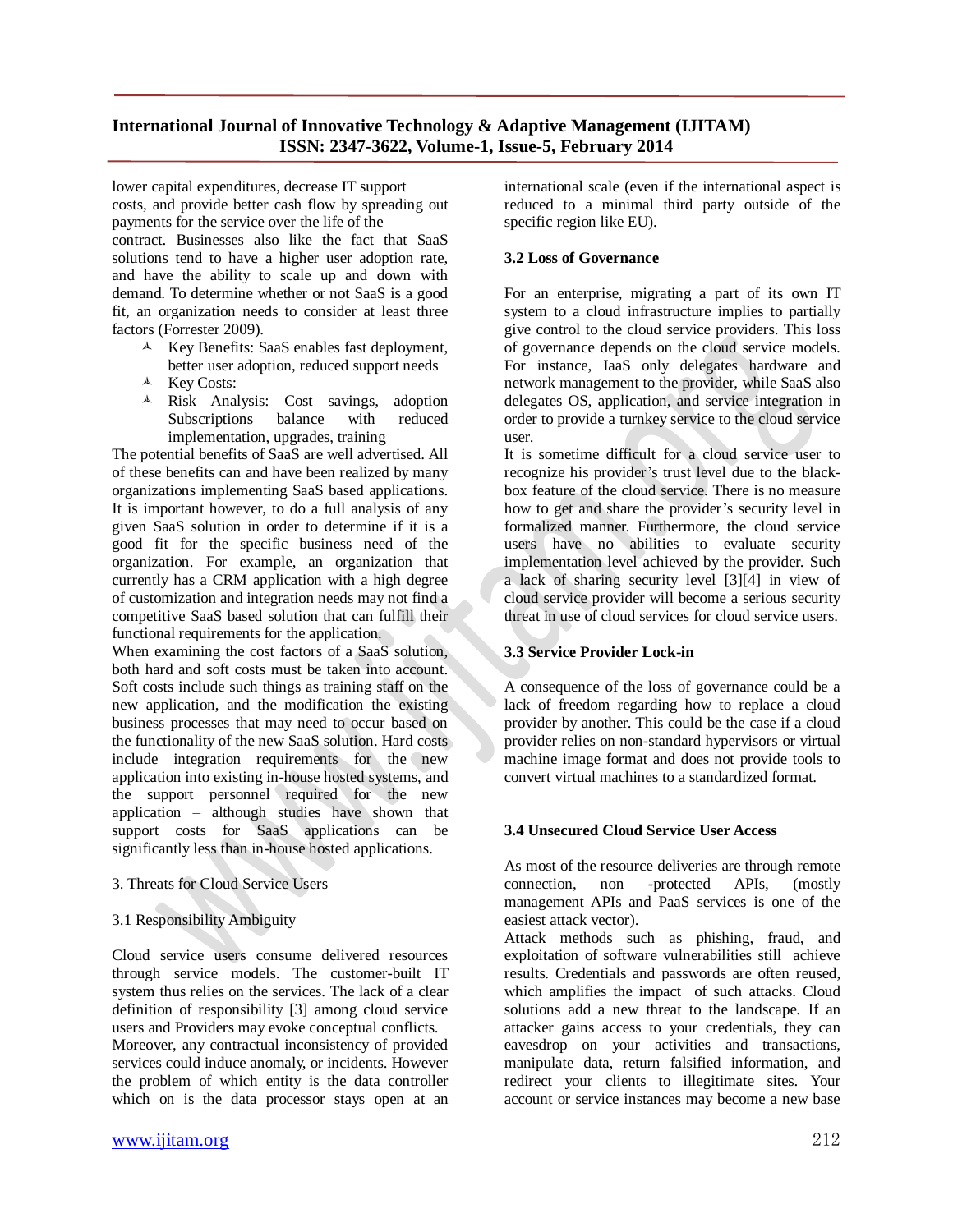lower capital expenditures, decrease IT support costs, and provide better cash flow by spreading out payments for the service over the life of the contract. Businesses also like the fact that SaaS solutions tend to have a higher user adoption rate, and have the ability to scale up and down with demand. To determine whether or not SaaS is a good fit, an organization needs to consider at least three factors (Forrester 2009).

- Key Benefits: SaaS enables fast deployment, better user adoption, reduced support needs
- Key Costs:
- Risk Analysis: Cost savings, adoption Subscriptions balance with reduced implementation, upgrades, training

The potential benefits of SaaS are well advertised. All of these benefits can and have been realized by many organizations implementing SaaS based applications. It is important however, to do a full analysis of any given SaaS solution in order to determine if it is a good fit for the specific business need of the organization. For example, an organization that currently has a CRM application with a high degree of customization and integration needs may not find a competitive SaaS based solution that can fulfill their functional requirements for the application.

When examining the cost factors of a SaaS solution, both hard and soft costs must be taken into account. Soft costs include such things as training staff on the new application, and the modification the existing business processes that may need to occur based on the functionality of the new SaaS solution. Hard costs include integration requirements for the new application into existing in-house hosted systems, and the support personnel required for the new application – although studies have shown that support costs for SaaS applications can be significantly less than in-house hosted applications.

3. Threats for Cloud Service Users

3.1 Responsibility Ambiguity

Cloud service users consume delivered resources through service models. The customer-built IT system thus relies on the services. The lack of a clear definition of responsibility [3] among cloud service users and Providers may evoke conceptual conflicts.

Moreover, any contractual inconsistency of provided services could induce anomaly, or incidents. However the problem of which entity is the data controller which on is the data processor stays open at an international scale (even if the international aspect is reduced to a minimal third party outside of the specific region like EU).

**3.2 Loss of Governance**

For an enterprise, migrating a part of its own IT system to a cloud infrastructure implies to partially give control to the cloud service providers. This loss of governance depends on the cloud service models. For instance, IaaS only delegates hardware and network management to the provider, while SaaS also delegates OS, application, and service integration in order to provide a turnkey service to the cloud service user.

It is sometime difficult for a cloud service user to recognize his provider's trust level due to the black-box feature of the cloud service. There is no measure how to get and share the provider's security level in formalized manner. Furthermore, the cloud service users have no abilities to evaluate security implementation level achieved by the provider. Such a lack of sharing security level [3][4] in view of cloud service provider will become a serious security threat in use of cloud services for cloud service users.

**3.3 Service Provider Lock-in**

A consequence of the loss of governance could be a lack of freedom regarding how to replace a cloud provider by another. This could be the case if a cloud provider relies on non-standard hypervisors or virtual machine image format and does not provide tools to convert virtual machines to a standardized format.

**3.4 Unsecured Cloud Service User Access**

As most of the resource deliveries are through remote connection, non -protected APIs, (mostly management APIs and PaaS services is one of the easiest attack vector).

Attack methods such as phishing, fraud, and exploitation of software vulnerabilities still achieve results. Credentials and passwords are often reused, which amplifies the impact of such attacks. Cloud solutions add a new threat to the landscape. If an attacker gains access to your credentials, they can eavesdrop on your activities and transactions, manipulate data, return falsified information, and redirect your clients to illegitimate sites. Your account or service instances may become a new base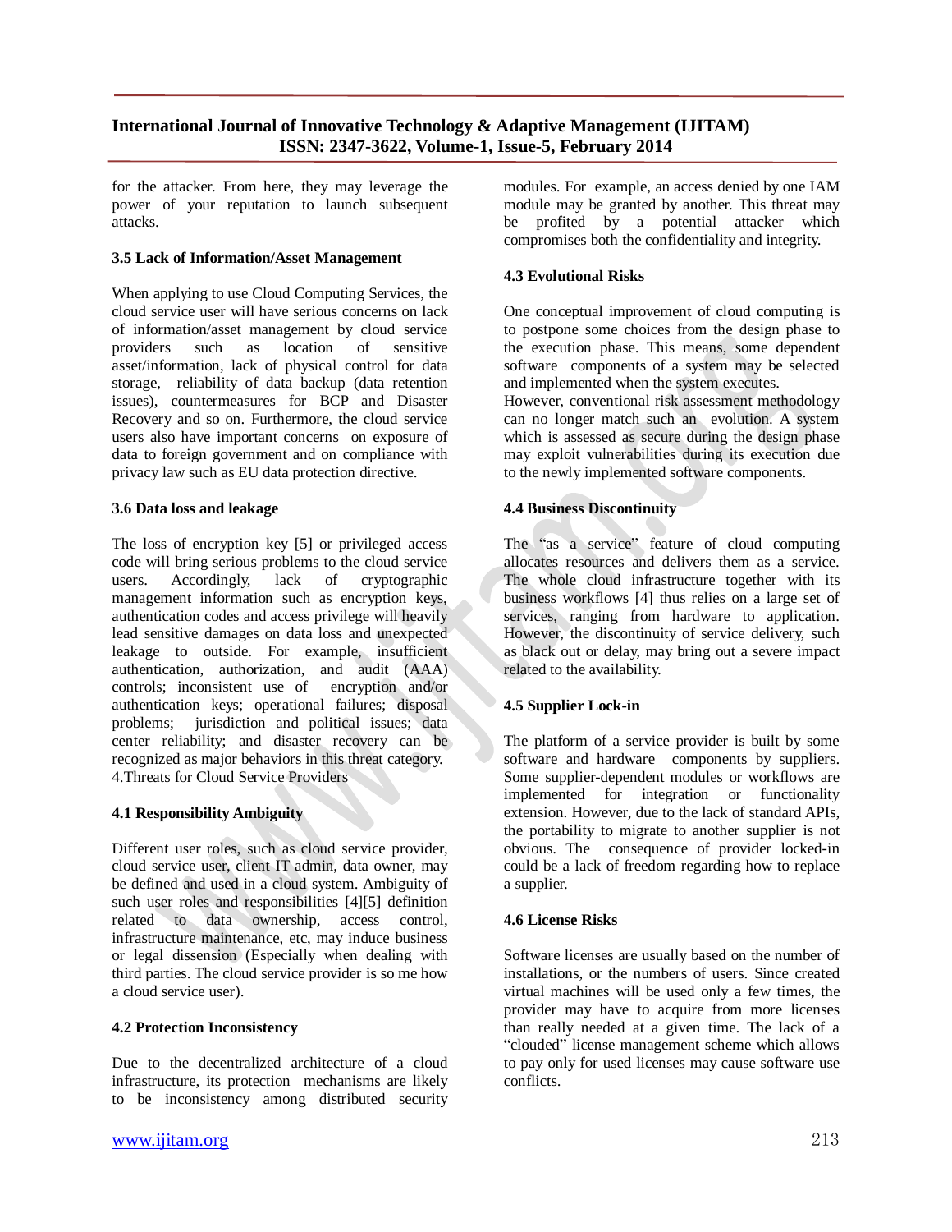for the attacker. From here, they may leverage the power of your reputation to launch subsequent attacks.

### 3.5 Lack of Information/Asset Management

When applying to use Cloud Computing Services, the cloud service user will have serious concerns on lack of information/asset management by cloud service providers such as location of sensitive asset/information, lack of physical control for data storage, reliability of data backup (data retention issues), countermeasures for BCP and Disaster Recovery and so on. Furthermore, the cloud service users also have important concerns on exposure of data to foreign government and on compliance with privacy law such as EU data protection directive.

### 3.6 Data loss and leakage

The loss of encryption key [5] or privileged access code will bring serious problems to the cloud service users. Accordingly, lack of cryptographic management information such as encryption keys, authentication codes and access privilege will heavily lead sensitive damages on data loss and unexpected leakage to outside. For example, insufficient authentication, authorization, and audit (AAA) controls; inconsistent use of encryption and/or authentication keys; operational failures; disposal problems; jurisdiction and political issues; data center reliability; and disaster recovery can be recognized as major behaviors in this threat category.

## 4.Threats for Cloud Service Providers

### 4.1 Responsibility Ambiguity

Different user roles, such as cloud service provider, cloud service user, client IT admin, data owner, may be defined and used in a cloud system. Ambiguity of such user roles and responsibilities [4][5] definition related to data ownership, access control, infrastructure maintenance, etc, may induce business or legal dissension (Especially when dealing with third parties. The cloud service provider is so me how a cloud service user).

### 4.2 Protection Inconsistency

Due to the decentralized architecture of a cloud infrastructure, its protection mechanisms are likely to be inconsistency among distributed security modules. For example, an access denied by one IAM module may be granted by another. This threat may be profited by a potential attacker which compromises both the confidentiality and integrity.

### 4.3 Evolutional Risks

One conceptual improvement of cloud computing is to postpone some choices from the design phase to the execution phase. This means, some dependent software components of a system may be selected and implemented when the system executes.
However, conventional risk assessment methodology can no longer match such an evolution. A system which is assessed as secure during the design phase may exploit vulnerabilities during its execution due to the newly implemented software components.

### 4.4 Business Discontinuity

The "as a service" feature of cloud computing allocates resources and delivers them as a service. The whole cloud infrastructure together with its business workflows [4] thus relies on a large set of services, ranging from hardware to application. However, the discontinuity of service delivery, such as black out or delay, may bring out a severe impact related to the availability.

### 4.5 Supplier Lock-in

The platform of a service provider is built by some software and hardware components by suppliers. Some supplier-dependent modules or workflows are implemented for integration or functionality extension. However, due to the lack of standard APIs, the portability to migrate to another supplier is not obvious. The consequence of provider locked-in could be a lack of freedom regarding how to replace a supplier.

### 4.6 License Risks

Software licenses are usually based on the number of installations, or the numbers of users. Since created virtual machines will be used only a few times, the provider may have to acquire from more licenses than really needed at a given time. The lack of a "clouded" license management scheme which allows to pay only for used licenses may cause software use conflicts.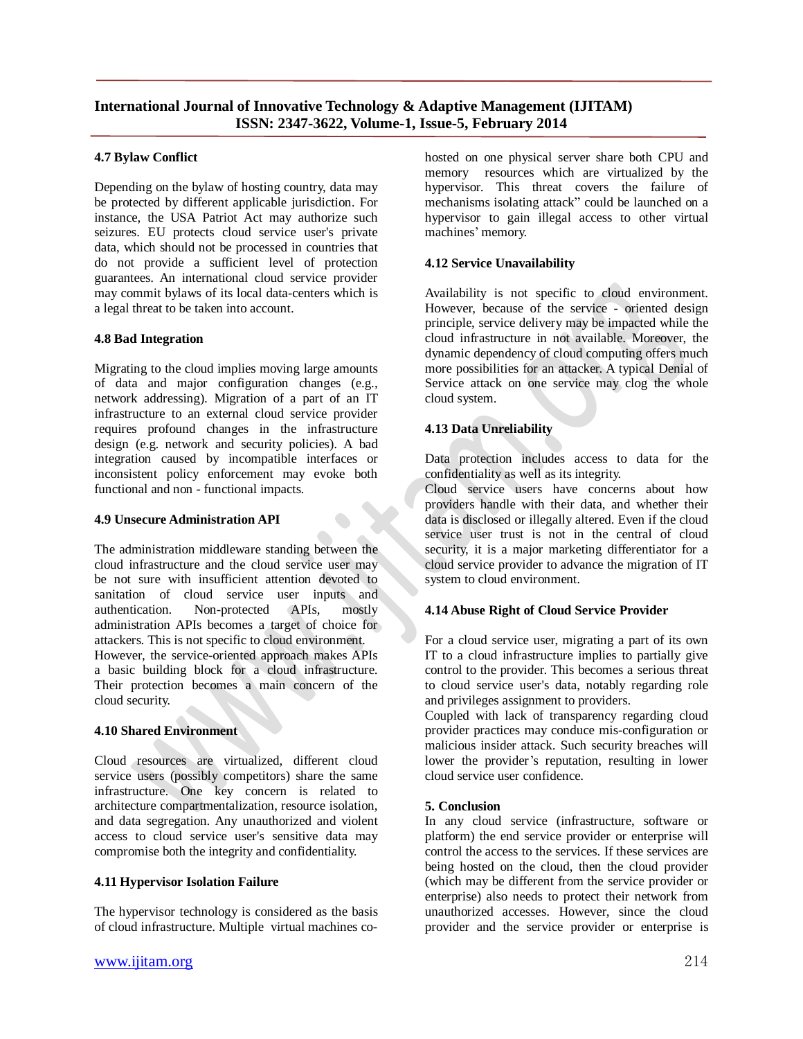### 4.7 Bylaw Conflict

Depending on the bylaw of hosting country, data may be protected by different applicable jurisdiction. For instance, the USA Patriot Act may authorize such seizures. EU protects cloud service user's private data, which should not be processed in countries that do not provide a sufficient level of protection guarantees. An international cloud service provider may commit bylaws of its local data-centers which is a legal threat to be taken into account.

### 4.8 Bad Integration

Migrating to the cloud implies moving large amounts of data and major configuration changes (e.g., network addressing). Migration of a part of an IT infrastructure to an external cloud service provider requires profound changes in the infrastructure design (e.g. network and security policies). A bad integration caused by incompatible interfaces or inconsistent policy enforcement may evoke both functional and non - functional impacts.

### 4.9 Unsecure Administration API

The administration middleware standing between the cloud infrastructure and the cloud service user may be not sure with insufficient attention devoted to sanitation of cloud service user inputs and authentication. Non-protected APIs, mostly administration APIs becomes a target of choice for attackers. This is not specific to cloud environment.
However, the service-oriented approach makes APIs a basic building block for a cloud infrastructure. Their protection becomes a main concern of the cloud security.

### 4.10 Shared Environment

Cloud resources are virtualized, different cloud service users (possibly competitors) share the same infrastructure. One key concern is related to architecture compartmentalization, resource isolation, and data segregation. Any unauthorized and violent access to cloud service user's sensitive data may compromise both the integrity and confidentiality.

### 4.11 Hypervisor Isolation Failure

The hypervisor technology is considered as the basis of cloud infrastructure. Multiple virtual machines co-hosted on one physical server share both CPU and memory resources which are virtualized by the hypervisor. This threat covers the failure of mechanisms isolating attack" could be launched on a hypervisor to gain illegal access to other virtual machines' memory.

### 4.12 Service Unavailability

Availability is not specific to cloud environment. However, because of the service - oriented design principle, service delivery may be impacted while the cloud infrastructure in not available. Moreover, the dynamic dependency of cloud computing offers much more possibilities for an attacker. A typical Denial of Service attack on one service may clog the whole cloud system.

### 4.13 Data Unreliability

Data protection includes access to data for the confidentiality as well as its integrity.
Cloud service users have concerns about how providers handle with their data, and whether their data is disclosed or illegally altered. Even if the cloud service user trust is not in the central of cloud security, it is a major marketing differentiator for a cloud service provider to advance the migration of IT system to cloud environment.

### 4.14 Abuse Right of Cloud Service Provider

For a cloud service user, migrating a part of its own IT to a cloud infrastructure implies to partially give control to the provider. This becomes a serious threat to cloud service user's data, notably regarding role and privileges assignment to providers.
Coupled with lack of transparency regarding cloud provider practices may conduce mis-configuration or malicious insider attack. Such security breaches will lower the provider's reputation, resulting in lower cloud service user confidence.

### 5. Conclusion

In any cloud service (infrastructure, software or platform) the end service provider or enterprise will control the access to the services. If these services are being hosted on the cloud, then the cloud provider (which may be different from the service provider or enterprise) also needs to protect their network from unauthorized accesses. However, since the cloud provider and the service provider or enterprise is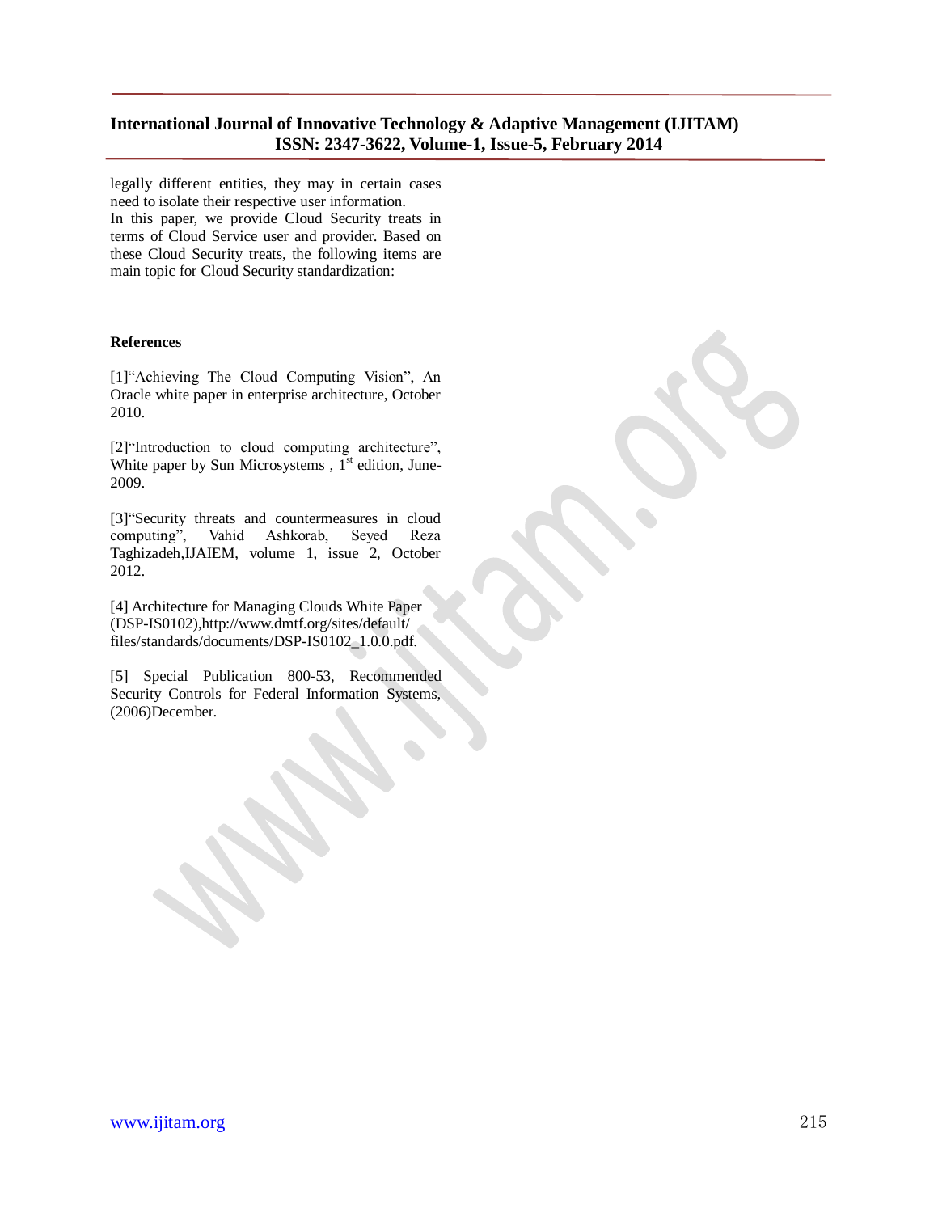legally different entities, they may in certain cases need to isolate their respective user information.

In this paper, we provide Cloud Security treats in terms of Cloud Service user and provider. Based on these Cloud Security treats, the following items are main topic for Cloud Security standardization:

**References**

[1]"Achieving The Cloud Computing Vision", An Oracle white paper in enterprise architecture, October 2010.

[2]"Introduction to cloud computing architecture", White paper by Sun Microsystems , 1st edition, June-2009.

[3]"Security threats and countermeasures in cloud computing", Vahid Ashkorab, Seyed Reza Taghizadeh,IJAIEM, volume 1, issue 2, October 2012.

[4] Architecture for Managing Clouds White Paper (DSP-IS0102),http://www.dmtf.org/sites/default/files/standards/documents/DSP-IS0102_1.0.0.pdf.

[5] Special Publication 800-53, Recommended Security Controls for Federal Information Systems, (2006)December.